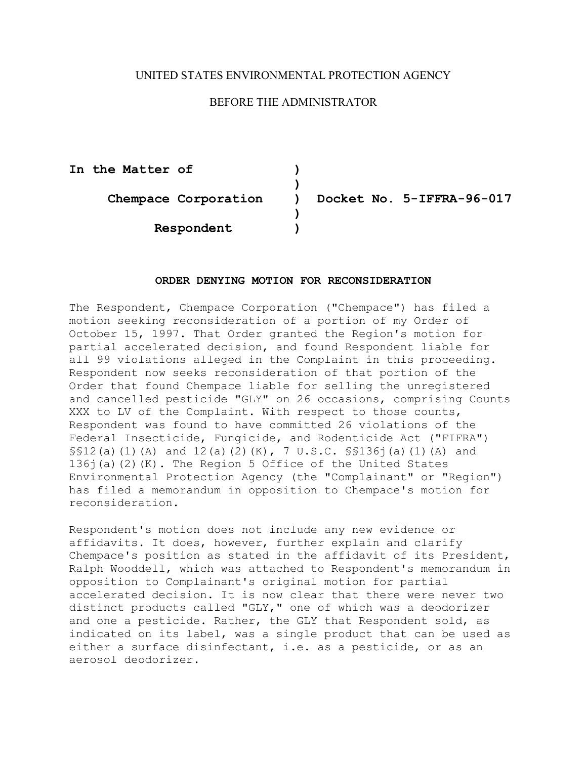UNITED STATES ENVIRONMENTAL PROTECTION AGENCY

BEFORE THE ADMINISTRATOR

| | | |
|---|---|---|
| **In the Matter of** | **)** | |
| | **)** | |
| **Chempace Corporation** | **)** | **Docket No. 5-IFFRA-96-017** |
| | **)** | |
| **Respondent** | **)** | |

**ORDER DENYING MOTION FOR RECONSIDERATION**

The Respondent, Chempace Corporation ("Chempace") has filed a motion seeking reconsideration of a portion of my Order of October 15, 1997. That Order granted the Region's motion for partial accelerated decision, and found Respondent liable for all 99 violations alleged in the Complaint in this proceeding. Respondent now seeks reconsideration of that portion of the Order that found Chempace liable for selling the unregistered and cancelled pesticide "GLY" on 26 occasions, comprising Counts XXX to LV of the Complaint. With respect to those counts, Respondent was found to have committed 26 violations of the Federal Insecticide, Fungicide, and Rodenticide Act ("FIFRA") §§12(a)(1)(A) and 12(a)(2)(K), 7 U.S.C. §§136j(a)(1)(A) and 136j(a)(2)(K). The Region 5 Office of the United States Environmental Protection Agency (the "Complainant" or "Region") has filed a memorandum in opposition to Chempace's motion for reconsideration.

Respondent's motion does not include any new evidence or affidavits. It does, however, further explain and clarify Chempace's position as stated in the affidavit of its President, Ralph Wooddell, which was attached to Respondent's memorandum in opposition to Complainant's original motion for partial accelerated decision. It is now clear that there were never two distinct products called "GLY," one of which was a deodorizer and one a pesticide. Rather, the GLY that Respondent sold, as indicated on its label, was a single product that can be used as either a surface disinfectant, i.e. as a pesticide, or as an aerosol deodorizer.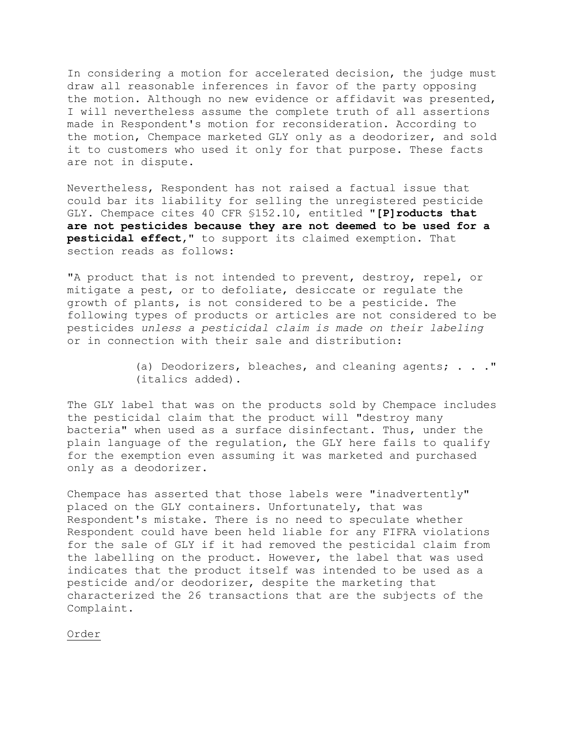In considering a motion for accelerated decision, the judge must draw all reasonable inferences in favor of the party opposing the motion. Although no new evidence or affidavit was presented, I will nevertheless assume the complete truth of all assertions made in Respondent's motion for reconsideration. According to the motion, Chempace marketed GLY only as a deodorizer, and sold it to customers who used it only for that purpose. These facts are not in dispute.

Nevertheless, Respondent has not raised a factual issue that could bar its liability for selling the unregistered pesticide GLY. Chempace cites 40 CFR §152.10, entitled "**[P]roducts that are not pesticides because they are not deemed to be used for a pesticidal effect**," to support its claimed exemption. That section reads as follows:

"A product that is not intended to prevent, destroy, repel, or mitigate a pest, or to defoliate, desiccate or regulate the growth of plants, is not considered to be a pesticide. The following types of products or articles are not considered to be pesticides *unless a pesticidal claim is made on their labeling* or in connection with their sale and distribution:

> (a) Deodorizers, bleaches, and cleaning agents; . . ." (italics added).

The GLY label that was on the products sold by Chempace includes the pesticidal claim that the product will "destroy many bacteria" when used as a surface disinfectant. Thus, under the plain language of the regulation, the GLY here fails to qualify for the exemption even assuming it was marketed and purchased only as a deodorizer.

Chempace has asserted that those labels were "inadvertently" placed on the GLY containers. Unfortunately, that was Respondent's mistake. There is no need to speculate whether Respondent could have been held liable for any FIFRA violations for the sale of GLY if it had removed the pesticidal claim from the labelling on the product. However, the label that was used indicates that the product itself was intended to be used as a pesticide and/or deodorizer, despite the marketing that characterized the 26 transactions that are the subjects of the Complaint.

<u>Order</u>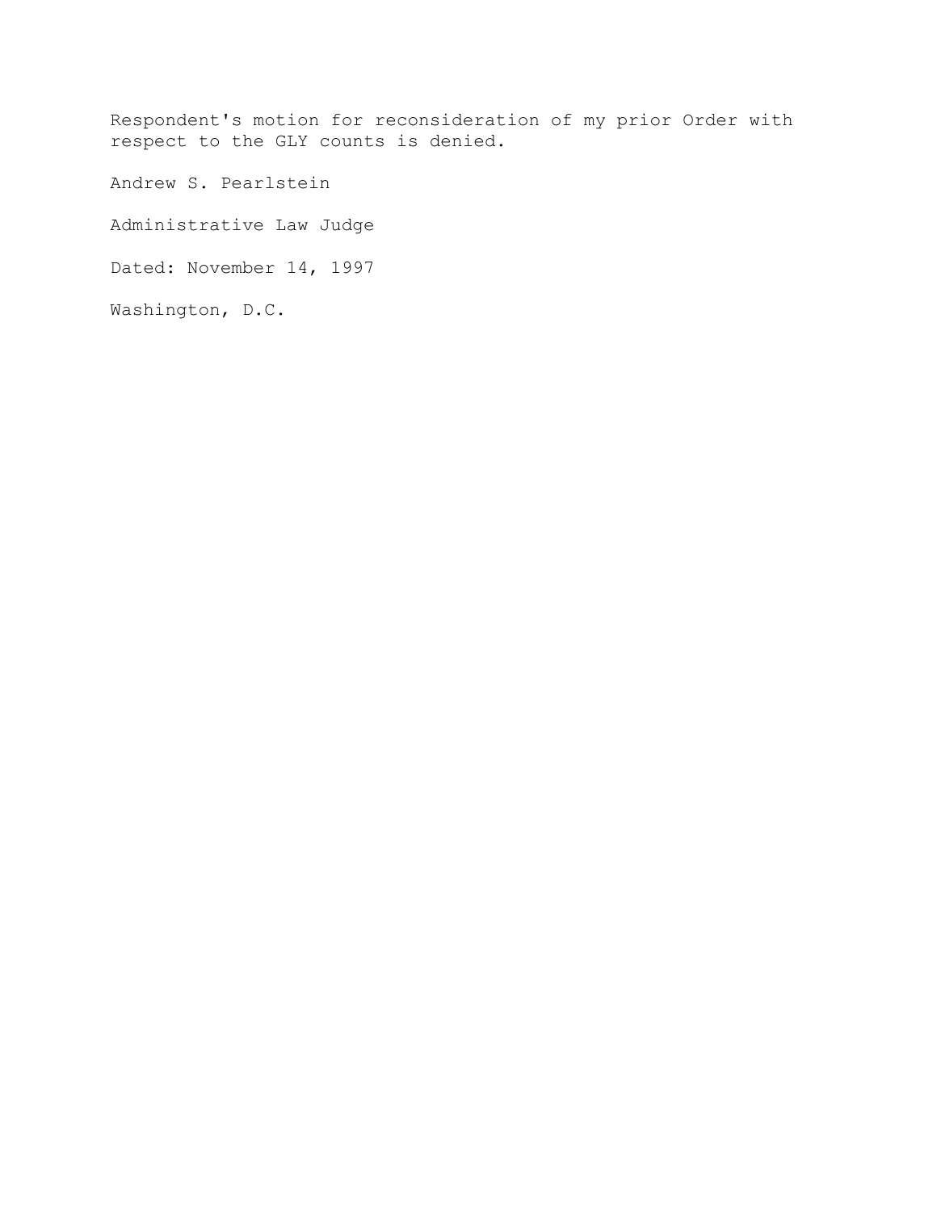Respondent's motion for reconsideration of my prior Order with respect to the GLY counts is denied.

Andrew S. Pearlstein

Administrative Law Judge

Dated: November 14, 1997

Washington, D.C.